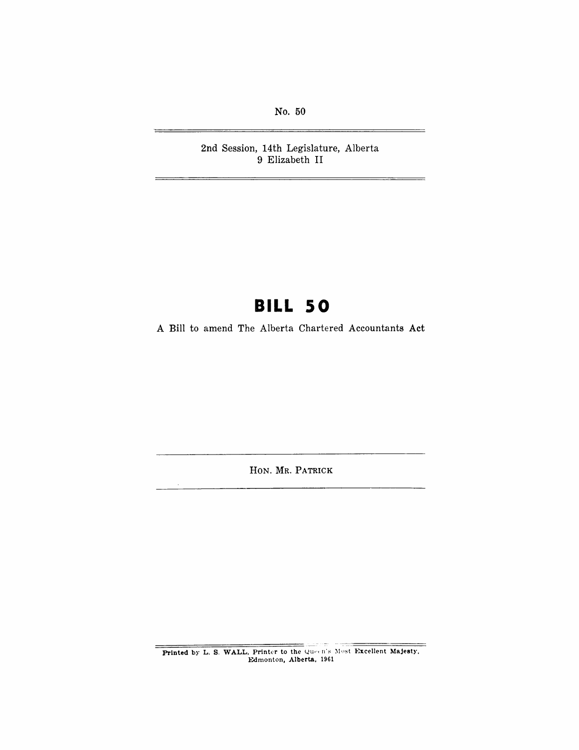No. 50

---

2nd Session, 14th Legislature, Alberta
9 Elizabeth II

---

# BILL 50

A Bill to amend The Alberta Chartered Accountants Act

---

HON. MR. PATRICK

---

Printed by L. S. WALL, Printer to the Queen's Most Excellent Majesty, Edmonton, Alberta, 1961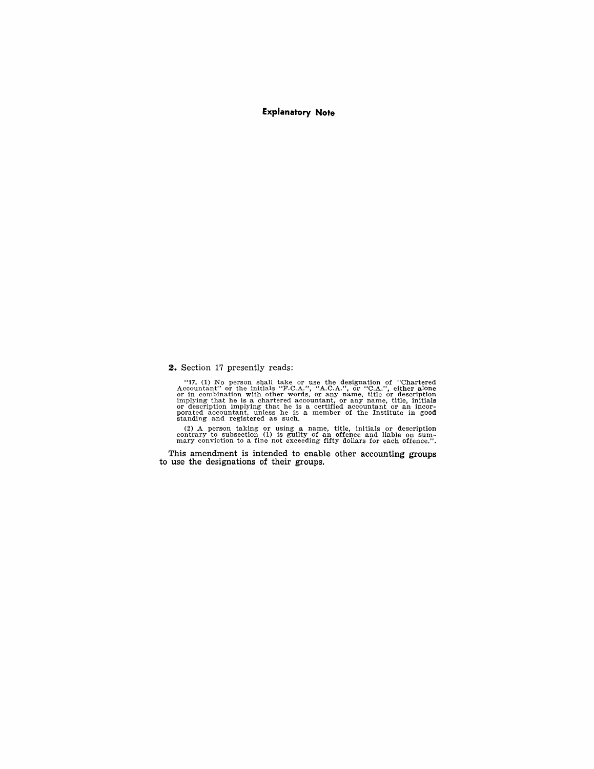## Explanatory Note

**2.** Section 17 presently reads:

"17. (1) No person shall take or use the designation of "Chartered Accountant" or the initials "F.C.A.", "A.C.A.", or "C.A.", either alone or in combination with other words, or any name, title or description implying that he is a chartered accountant, or any name, title, initials or description implying that he is a certified accountant or an incorporated accountant, unless he is a member of the Institute in good standing and registered as such.

(2) A person taking or using a name, title, initials or description contrary to subsection (1) is guilty of an offence and liable on summary conviction to a fine not exceeding fifty dollars for each offence.".

This amendment is intended to enable other accounting groups to use the designations of their groups.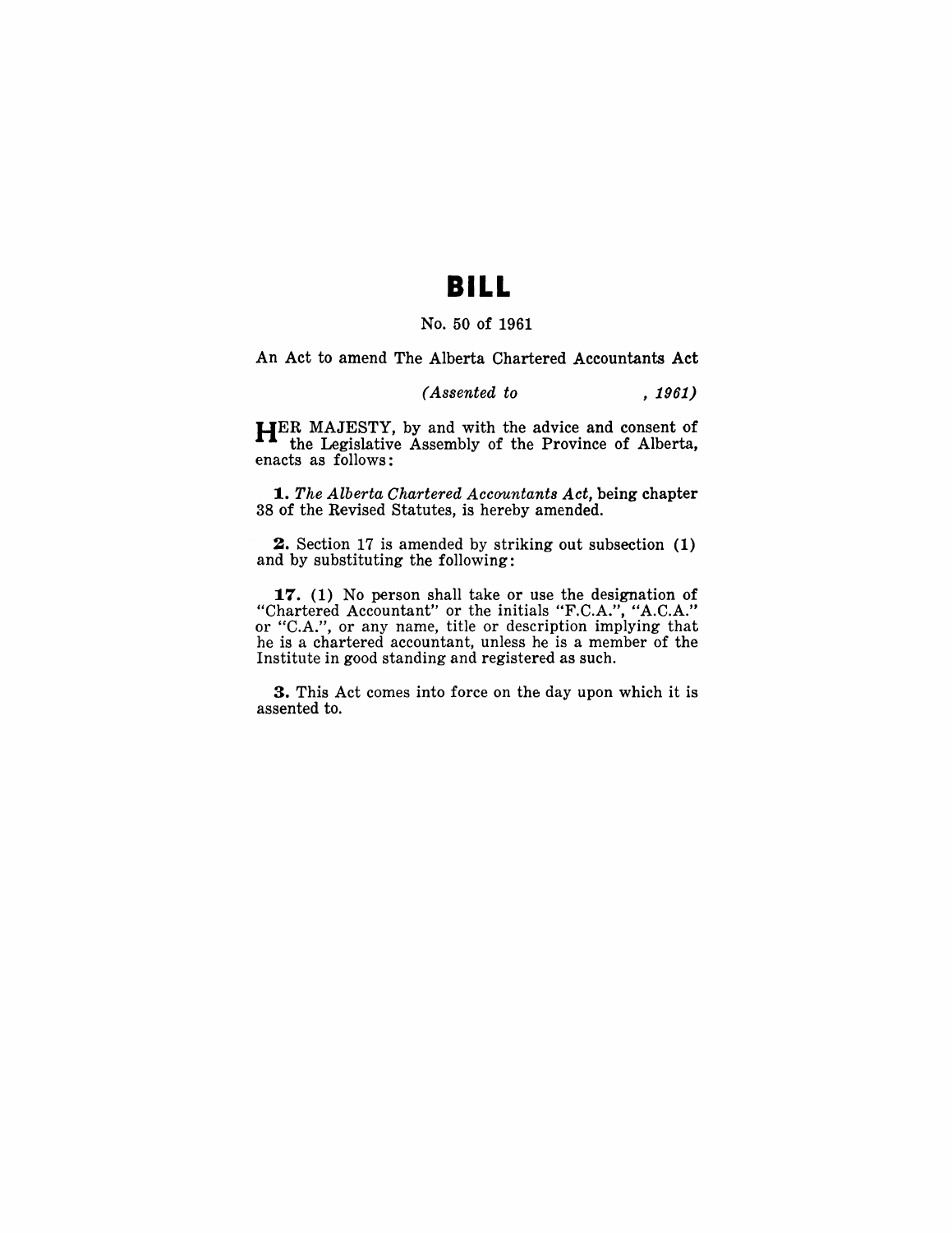# BILL

No. 50 of 1961

An Act to amend The Alberta Chartered Accountants Act

*(Assented to , 1961)*

HER MAJESTY, by and with the advice and consent of the Legislative Assembly of the Province of Alberta, enacts as follows:

**1.** *The Alberta Chartered Accountants Act,* being chapter 38 of the Revised Statutes, is hereby amended.

**2.** Section 17 is amended by striking out subsection (1) and by substituting the following:

**17.** (1) No person shall take or use the designation of "Chartered Accountant" or the initials "F.C.A.", "A.C.A." or "C.A.", or any name, title or description implying that he is a chartered accountant, unless he is a member of the Institute in good standing and registered as such.

**3.** This Act comes into force on the day upon which it is assented to.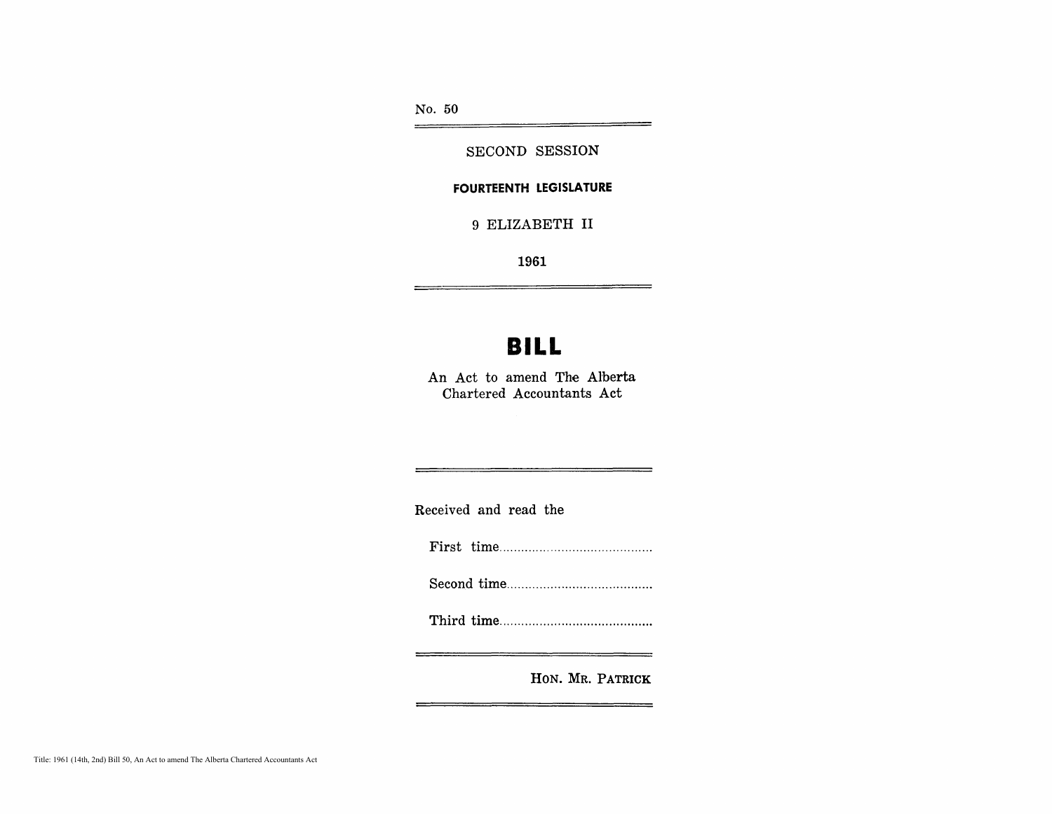No. 50

SECOND SESSION

**FOURTEENTH LEGISLATURE**

9 ELIZABETH II

**1961**

# BILL

An Act to amend The Alberta Chartered Accountants Act

Received and read the

First time..........................................

Second time........................................

Third time..........................................

HON. MR. PATRICK

Title: 1961 (14th, 2nd) Bill 50, An Act to amend The Alberta Chartered Accountants Act